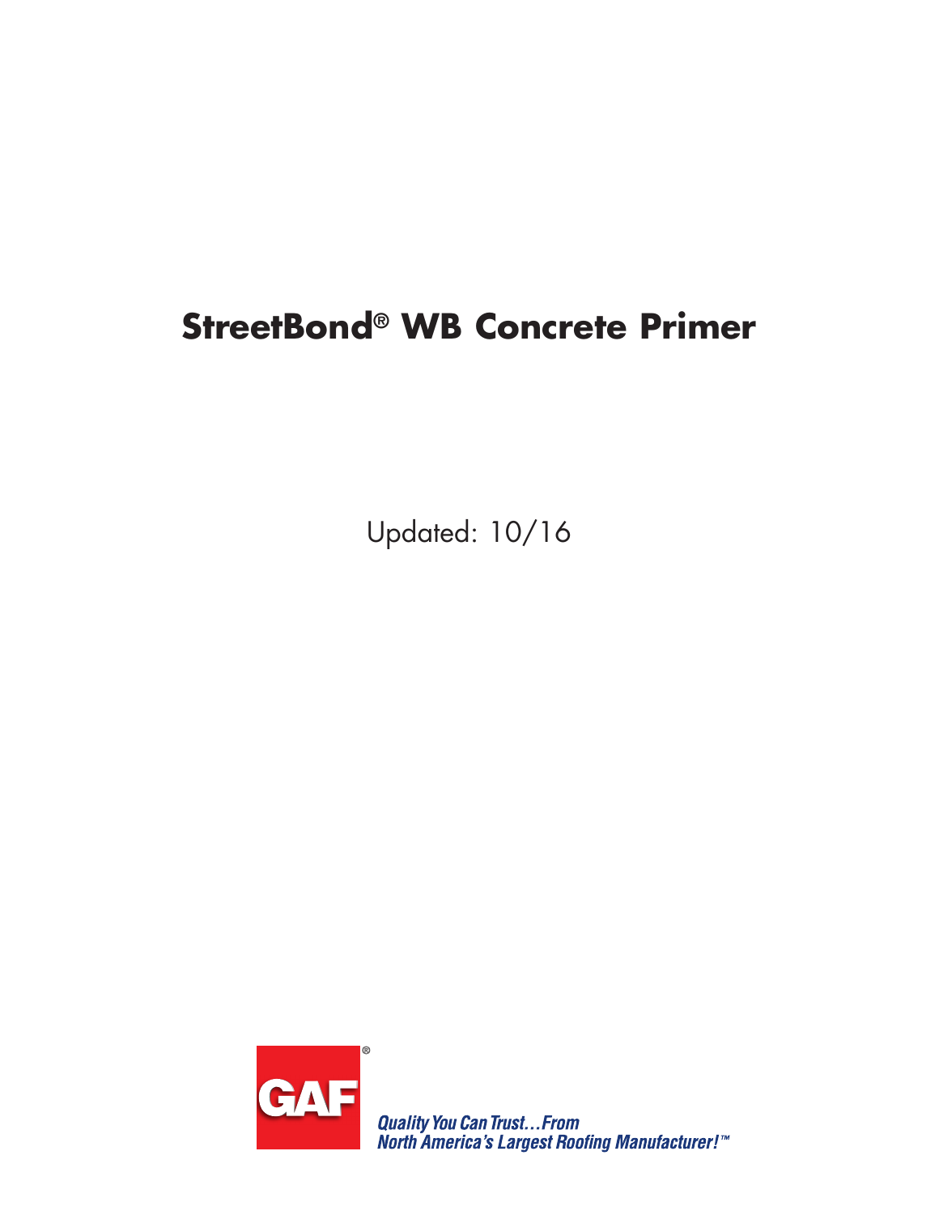# StreetBond® WB Concrete Primer

Updated: 10/16

GAF®

*Quality You Can Trust…From North America's Largest Roofing Manufacturer!™*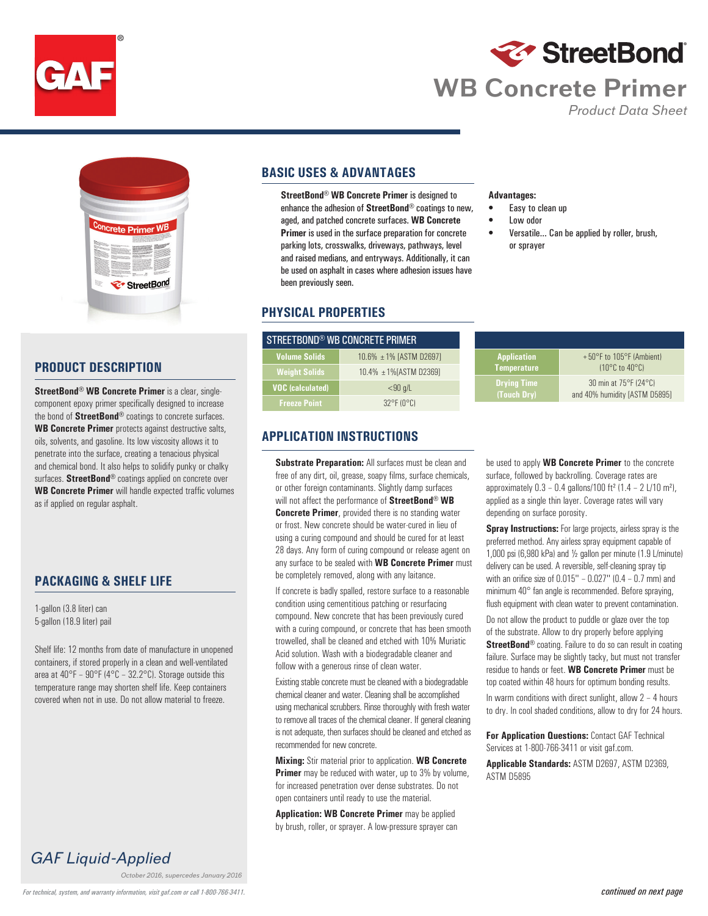# StreetBond WB Concrete Primer

*Product Data Sheet*

## PRODUCT DESCRIPTION

**StreetBond® WB Concrete Primer** is a clear, single-component epoxy primer specifically designed to increase the bond of **StreetBond®** coatings to concrete surfaces. **WB Concrete Primer** protects against destructive salts, oils, solvents, and gasoline. Its low viscosity allows it to penetrate into the surface, creating a tenacious physical and chemical bond. It also helps to solidify punky or chalky surfaces. **StreetBond®** coatings applied on concrete over **WB Concrete Primer** will handle expected traffic volumes as if applied on regular asphalt.

## PACKAGING & SHELF LIFE

1-gallon (3.8 liter) can
5-gallon (18.9 liter) pail

Shelf life: 12 months from date of manufacture in unopened containers, if stored properly in a clean and well-ventilated area at 40°F – 90°F (4°C – 32.2°C). Storage outside this temperature range may shorten shelf life. Keep containers covered when not in use. Do not allow material to freeze.

## BASIC USES & ADVANTAGES

**StreetBond® WB Concrete Primer** is designed to enhance the adhesion of **StreetBond®** coatings to new, aged, and patched concrete surfaces. **WB Concrete Primer** is used in the surface preparation for concrete parking lots, crosswalks, driveways, pathways, level and raised medians, and entryways. Additionally, it can be used on asphalt in cases where adhesion issues have been previously seen.

**Advantages:**

- Easy to clean up
- Low odor
- Versatile... Can be applied by roller, brush, or sprayer

## PHYSICAL PROPERTIES

| STREETBOND® WB CONCRETE PRIMER | |
|---|---|
| Volume Solids | 10.6% ±1% [ASTM D2697] |
| Weight Solids | 10.4% ±1%[ASTM D2369] |
| VOC (calculated) | <90 g/L |
| Freeze Point | 32°F (0°C) |
| Application Temperature | +50°F to 105°F (Ambient) (10°C to 40°C) |
| Drying Time (Touch Dry) | 30 min at 75°F (24°C) and 40% humidity [ASTM D5895] |

## APPLICATION INSTRUCTIONS

**Substrate Preparation:** All surfaces must be clean and free of any dirt, oil, grease, soapy films, surface chemicals, or other foreign contaminants. Slightly damp surfaces will not affect the performance of **StreetBond® WB Concrete Primer**, provided there is no standing water or frost. New concrete should be water-cured in lieu of using a curing compound and should be cured for at least 28 days. Any form of curing compound or release agent on any surface to be sealed with **WB Concrete Primer** must be completely removed, along with any laitance.

If concrete is badly spalled, restore surface to a reasonable condition using cementitious patching or resurfacing compound. New concrete that has been previously cured with a curing compound, or concrete that has been smooth trowelled, shall be cleaned and etched with 10% Muriatic Acid solution. Wash with a biodegradable cleaner and follow with a generous rinse of clean water.

Existing stable concrete must be cleaned with a biodegradable chemical cleaner and water. Cleaning shall be accomplished using mechanical scrubbers. Rinse thoroughly with fresh water to remove all traces of the chemical cleaner. If general cleaning is not adequate, then surfaces should be cleaned and etched as recommended for new concrete.

**Mixing:** Stir material prior to application. **WB Concrete Primer** may be reduced with water, up to 3% by volume, for increased penetration over dense substrates. Do not open containers until ready to use the material.

**Application: WB Concrete Primer** may be applied by brush, roller, or sprayer. A low-pressure sprayer can be used to apply **WB Concrete Primer** to the concrete surface, followed by backrolling. Coverage rates are approximately 0.3 – 0.4 gallons/100 ft² (1.4 – 2 L/10 m²), applied as a single thin layer. Coverage rates will vary depending on surface porosity.

**Spray Instructions:** For large projects, airless spray is the preferred method. Any airless spray equipment capable of 1,000 psi (6,980 kPa) and ½ gallon per minute (1.9 L/minute) delivery can be used. A reversible, self-cleaning spray tip with an orifice size of 0.015" – 0.027" (0.4 – 0.7 mm) and minimum 40° fan angle is recommended. Before spraying, flush equipment with clean water to prevent contamination.

Do not allow the product to puddle or glaze over the top of the substrate. Allow to dry properly before applying **StreetBond®** coating. Failure to do so can result in coating failure. Surface may be slightly tacky, but must not transfer residue to hands or feet. **WB Concrete Primer** must be top coated within 48 hours for optimum bonding results.

In warm conditions with direct sunlight, allow 2 – 4 hours to dry. In cool shaded conditions, allow to dry for 24 hours.

**For Application Questions:** Contact GAF Technical Services at 1-800-766-3411 or visit gaf.com.

**Applicable Standards:** ASTM D2697, ASTM D2369, ASTM D5895

*GAF Liquid-Applied*

*October 2016, supercedes January 2016*

*For technical, system, and warranty information, visit gaf.com or call 1-800-766-3411.*

*continued on next page*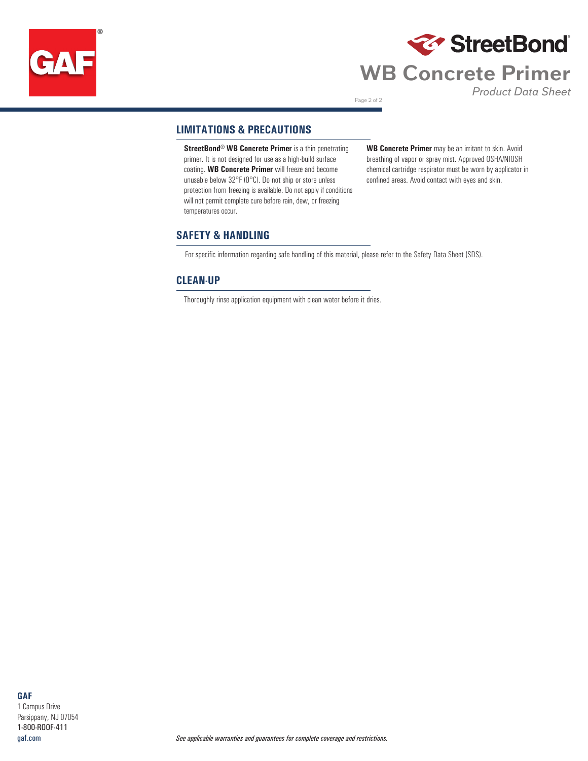## LIMITATIONS & PRECAUTIONS

**StreetBond® WB Concrete Primer** is a thin penetrating primer. It is not designed for use as a high-build surface coating. **WB Concrete Primer** will freeze and become unusable below 32°F (0°C). Do not ship or store unless protection from freezing is available. Do not apply if conditions will not permit complete cure before rain, dew, or freezing temperatures occur.

**WB Concrete Primer** may be an irritant to skin. Avoid breathing of vapor or spray mist. Approved OSHA/NIOSH chemical cartridge respirator must be worn by applicator in confined areas. Avoid contact with eyes and skin.

## SAFETY & HANDLING

For specific information regarding safe handling of this material, please refer to the Safety Data Sheet (SDS).

## CLEAN-UP

Thoroughly rinse application equipment with clean water before it dries.

**GAF**
1 Campus Drive
Parsippany, NJ 07054
1-800-ROOF-411
gaf.com

*See applicable warranties and guarantees for complete coverage and restrictions.*